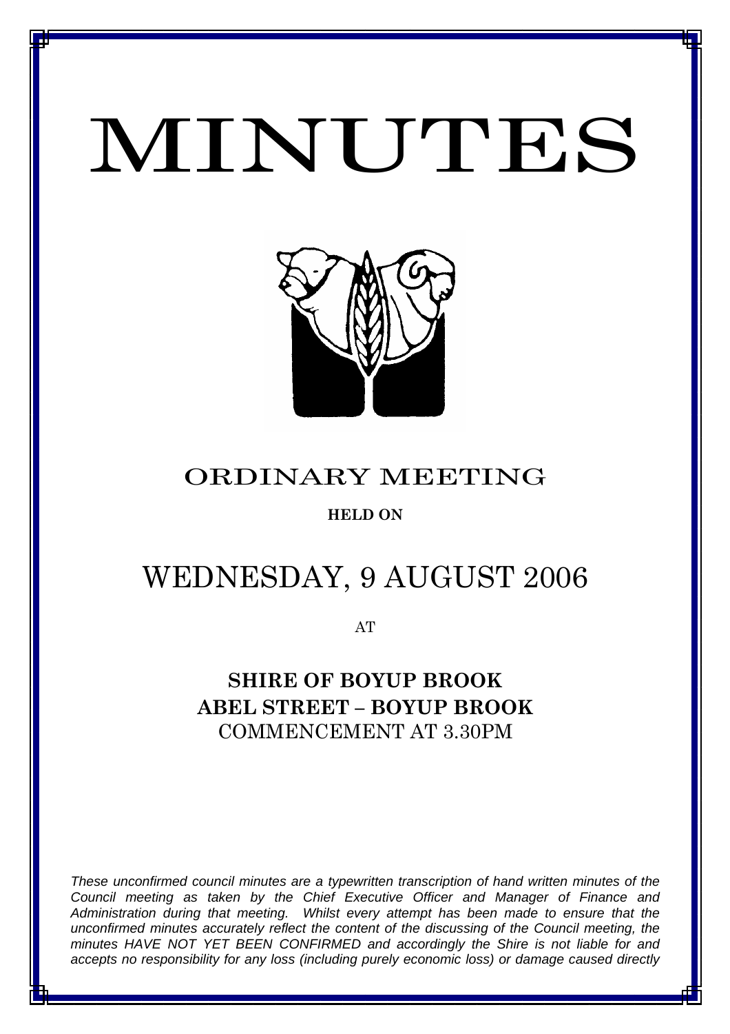# MINUTES

## ORDINARY MEETING

**HELD ON**

# WEDNESDAY, 9 AUGUST 2006

AT

**SHIRE OF BOYUP BROOK**
**ABEL STREET – BOYUP BROOK**
COMMENCEMENT AT 3.30PM

*These unconfirmed council minutes are a typewritten transcription of hand written minutes of the Council meeting as taken by the Chief Executive Officer and Manager of Finance and Administration during that meeting. Whilst every attempt has been made to ensure that the unconfirmed minutes accurately reflect the content of the discussing of the Council meeting, the minutes HAVE NOT YET BEEN CONFIRMED and accordingly the Shire is not liable for and accepts no responsibility for any loss (including purely economic loss) or damage caused directly*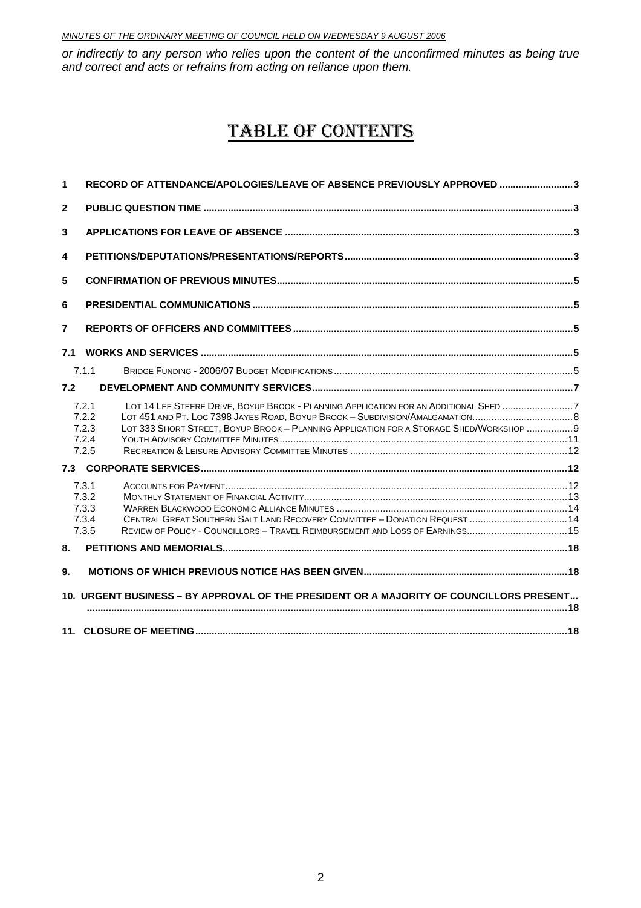*or indirectly to any person who relies upon the content of the unconfirmed minutes as being true and correct and acts or refrains from acting on reliance upon them.*

# TABLE OF CONTENTS

**1 RECORD OF ATTENDANCE/APOLOGIES/LEAVE OF ABSENCE PREVIOUSLY APPROVED ....... 3**

**2 PUBLIC QUESTION TIME ....... 3**

**3 APPLICATIONS FOR LEAVE OF ABSENCE ....... 3**

**4 PETITIONS/DEPUTATIONS/PRESENTATIONS/REPORTS ....... 3**

**5 CONFIRMATION OF PREVIOUS MINUTES ....... 5**

**6 PRESIDENTIAL COMMUNICATIONS ....... 5**

**7 REPORTS OF OFFICERS AND COMMITTEES ....... 5**

**7.1 WORKS AND SERVICES ....... 5**

7.1.1 BRIDGE FUNDING - 2006/07 BUDGET MODIFICATIONS ....... 5

**7.2 DEVELOPMENT AND COMMUNITY SERVICES ....... 7**

7.2.1 LOT 14 LEE STEERE DRIVE, BOYUP BROOK - PLANNING APPLICATION FOR AN ADDITIONAL SHED ....... 7
7.2.2 LOT 451 AND PT. LOC 7398 JAYES ROAD, BOYUP BROOK – SUBDIVISION/AMALGAMATION ....... 8
7.2.3 LOT 333 SHORT STREET, BOYUP BROOK – PLANNING APPLICATION FOR A STORAGE SHED/WORKSHOP ....... 9
7.2.4 YOUTH ADVISORY COMMITTEE MINUTES ....... 11
7.2.5 RECREATION & LEISURE ADVISORY COMMITTEE MINUTES ....... 12

**7.3 CORPORATE SERVICES ....... 12**

7.3.1 ACCOUNTS FOR PAYMENT ....... 12
7.3.2 MONTHLY STATEMENT OF FINANCIAL ACTIVITY ....... 13
7.3.3 WARREN BLACKWOOD ECONOMIC ALLIANCE MINUTES ....... 14
7.3.4 CENTRAL GREAT SOUTHERN SALT LAND RECOVERY COMMITTEE – DONATION REQUEST ....... 14
7.3.5 REVIEW OF POLICY - COUNCILLORS – TRAVEL REIMBURSEMENT AND LOSS OF EARNINGS ....... 15

**8. PETITIONS AND MEMORIALS ....... 18**

**9. MOTIONS OF WHICH PREVIOUS NOTICE HAS BEEN GIVEN ....... 18**

**10. URGENT BUSINESS – BY APPROVAL OF THE PRESIDENT OR A MAJORITY OF COUNCILLORS PRESENT ....... 18**

**11. CLOSURE OF MEETING ....... 18**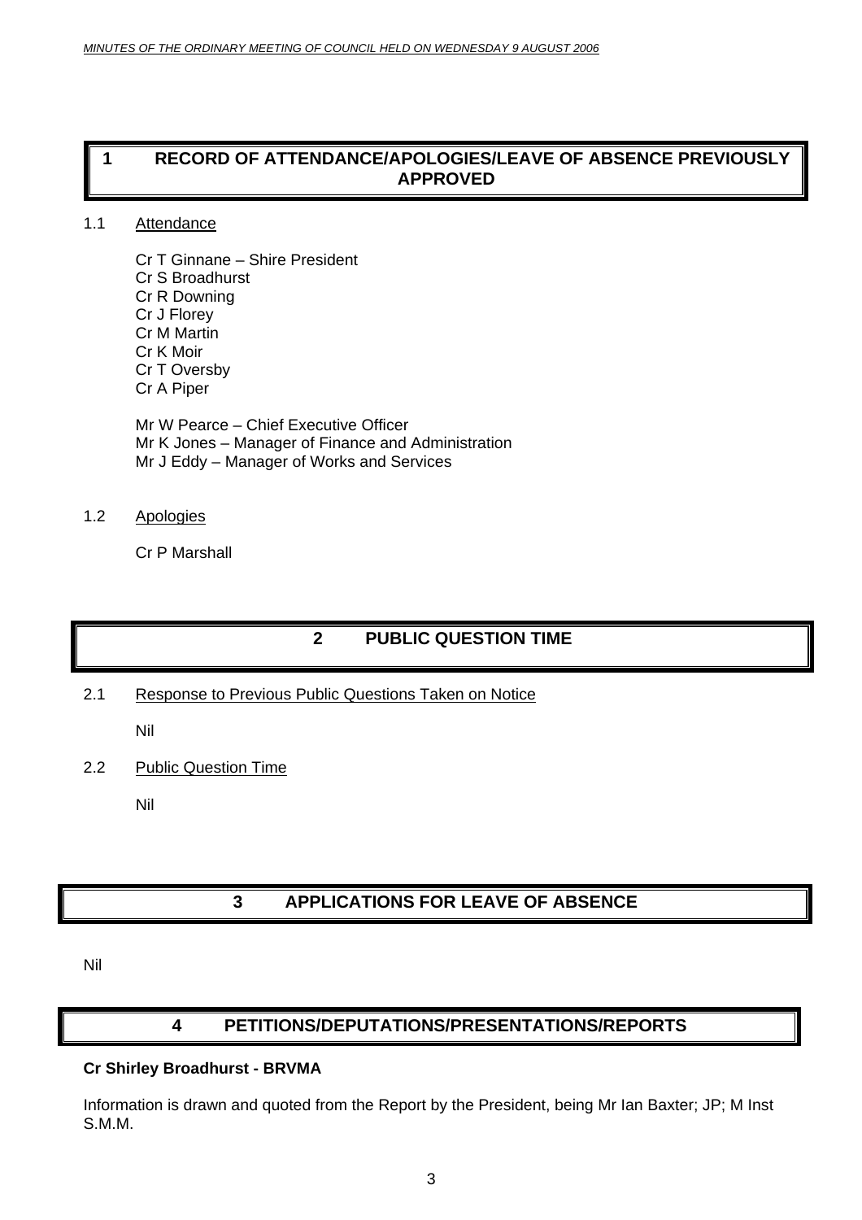## 1 RECORD OF ATTENDANCE/APOLOGIES/LEAVE OF ABSENCE PREVIOUSLY APPROVED

1.1 Attendance

Cr T Ginnane – Shire President
Cr S Broadhurst
Cr R Downing
Cr J Florey
Cr M Martin
Cr K Moir
Cr T Oversby
Cr A Piper

Mr W Pearce – Chief Executive Officer
Mr K Jones – Manager of Finance and Administration
Mr J Eddy – Manager of Works and Services

1.2 Apologies

Cr P Marshall

## 2 PUBLIC QUESTION TIME

2.1 Response to Previous Public Questions Taken on Notice

Nil

2.2 Public Question Time

Nil

## 3 APPLICATIONS FOR LEAVE OF ABSENCE

Nil

## 4 PETITIONS/DEPUTATIONS/PRESENTATIONS/REPORTS

**Cr Shirley Broadhurst - BRVMA**

Information is drawn and quoted from the Report by the President, being Mr Ian Baxter; JP; M Inst S.M.M.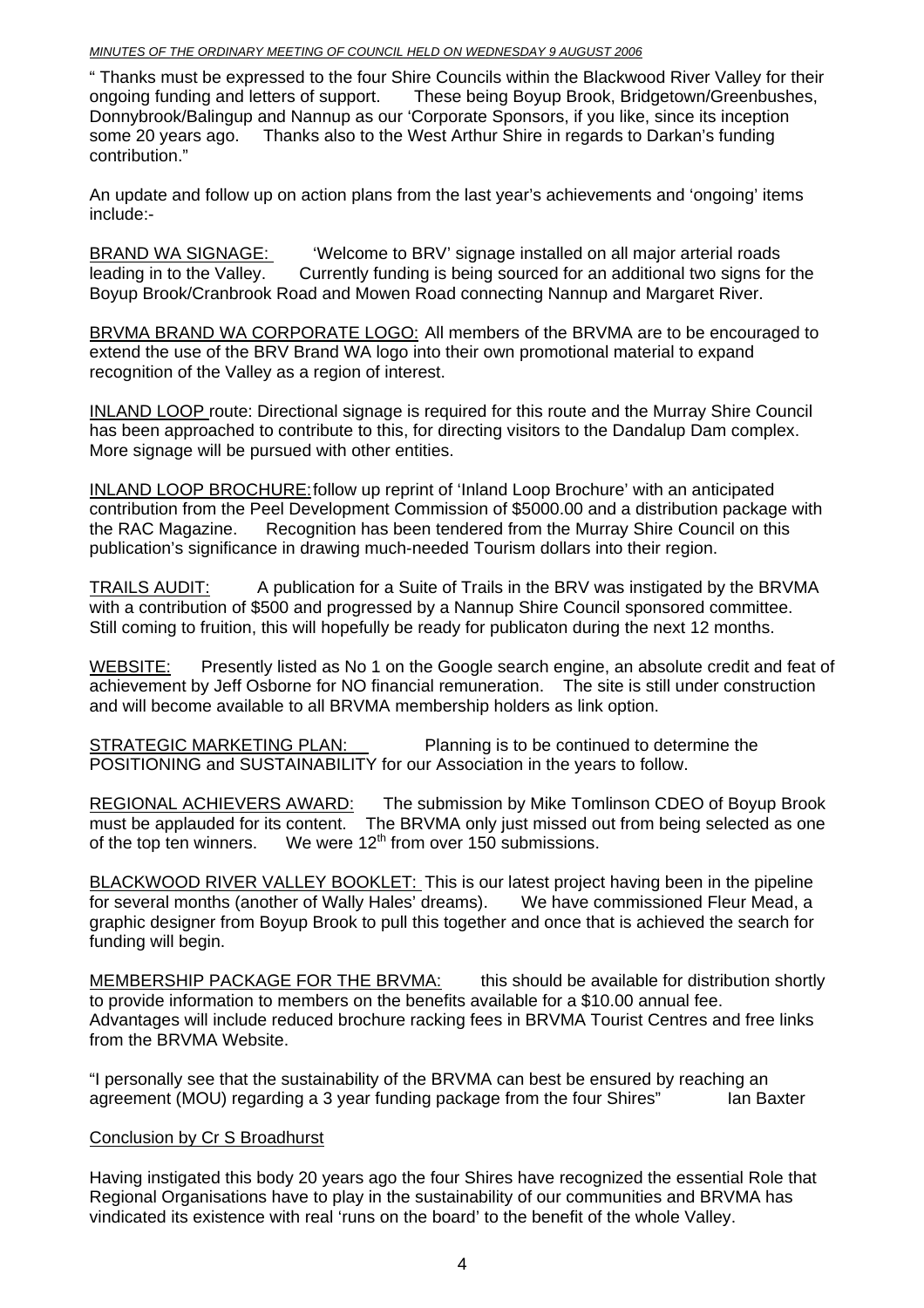" Thanks must be expressed to the four Shire Councils within the Blackwood River Valley for their ongoing funding and letters of support. These being Boyup Brook, Bridgetown/Greenbushes, Donnybrook/Balingup and Nannup as our 'Corporate Sponsors, if you like, since its inception some 20 years ago. Thanks also to the West Arthur Shire in regards to Darkan's funding contribution."

An update and follow up on action plans from the last year's achievements and 'ongoing' items include:-

<u>BRAND WA SIGNAGE:</u> 'Welcome to BRV' signage installed on all major arterial roads leading in to the Valley. Currently funding is being sourced for an additional two signs for the Boyup Brook/Cranbrook Road and Mowen Road connecting Nannup and Margaret River.

<u>BRVMA BRAND WA CORPORATE LOGO:</u> All members of the BRVMA are to be encouraged to extend the use of the BRV Brand WA logo into their own promotional material to expand recognition of the Valley as a region of interest.

<u>INLAND LOOP</u> route: Directional signage is required for this route and the Murray Shire Council has been approached to contribute to this, for directing visitors to the Dandalup Dam complex. More signage will be pursued with other entities.

<u>INLAND LOOP BROCHURE:</u> follow up reprint of 'Inland Loop Brochure' with an anticipated contribution from the Peel Development Commission of $5000.00 and a distribution package with the RAC Magazine. Recognition has been tendered from the Murray Shire Council on this publication's significance in drawing much-needed Tourism dollars into their region.

<u>TRAILS AUDIT:</u> A publication for a Suite of Trails in the BRV was instigated by the BRVMA with a contribution of $500 and progressed by a Nannup Shire Council sponsored committee. Still coming to fruition, this will hopefully be ready for publicaton during the next 12 months.

<u>WEBSITE:</u> Presently listed as No 1 on the Google search engine, an absolute credit and feat of achievement by Jeff Osborne for NO financial remuneration. The site is still under construction and will become available to all BRVMA membership holders as link option.

<u>STRATEGIC MARKETING PLAN:</u> Planning is to be continued to determine the POSITIONING and SUSTAINABILITY for our Association in the years to follow.

<u>REGIONAL ACHIEVERS AWARD:</u> The submission by Mike Tomlinson CDEO of Boyup Brook must be applauded for its content. The BRVMA only just missed out from being selected as one of the top ten winners. We were 12th from over 150 submissions.

<u>BLACKWOOD RIVER VALLEY BOOKLET:</u> This is our latest project having been in the pipeline for several months (another of Wally Hales' dreams). We have commissioned Fleur Mead, a graphic designer from Boyup Brook to pull this together and once that is achieved the search for funding will begin.

<u>MEMBERSHIP PACKAGE FOR THE BRVMA:</u> this should be available for distribution shortly to provide information to members on the benefits available for a $10.00 annual fee. Advantages will include reduced brochure racking fees in BRVMA Tourist Centres and free links from the BRVMA Website.

"I personally see that the sustainability of the BRVMA can best be ensured by reaching an agreement (MOU) regarding a 3 year funding package from the four Shires" Ian Baxter

<u>Conclusion by Cr S Broadhurst</u>

Having instigated this body 20 years ago the four Shires have recognized the essential Role that Regional Organisations have to play in the sustainability of our communities and BRVMA has vindicated its existence with real 'runs on the board' to the benefit of the whole Valley.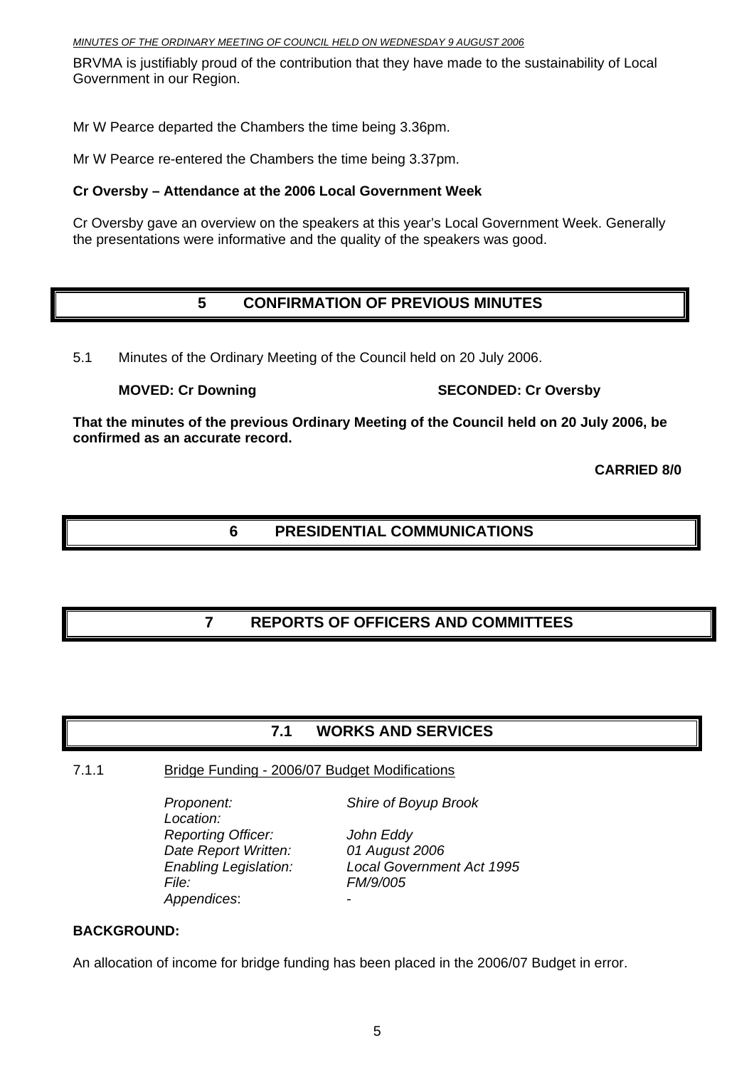BRVMA is justifiably proud of the contribution that they have made to the sustainability of Local Government in our Region.

Mr W Pearce departed the Chambers the time being 3.36pm.

Mr W Pearce re-entered the Chambers the time being 3.37pm.

**Cr Oversby – Attendance at the 2006 Local Government Week**

Cr Oversby gave an overview on the speakers at this year's Local Government Week. Generally the presentations were informative and the quality of the speakers was good.

# 5 CONFIRMATION OF PREVIOUS MINUTES

5.1 Minutes of the Ordinary Meeting of the Council held on 20 July 2006.

**MOVED: Cr Downing SECONDED: Cr Oversby**

**That the minutes of the previous Ordinary Meeting of the Council held on 20 July 2006, be confirmed as an accurate record.**

**CARRIED 8/0**

# 6 PRESIDENTIAL COMMUNICATIONS

# 7 REPORTS OF OFFICERS AND COMMITTEES

## 7.1 WORKS AND SERVICES

7.1.1 Bridge Funding - 2006/07 Budget Modifications

*Proponent:* *Shire of Boyup Brook*
*Location:*
*Reporting Officer:* *John Eddy*
*Date Report Written:* *01 August 2006*
*Enabling Legislation:* *Local Government Act 1995*
*File:* *FM/9/005*
*Appendices*: -

**BACKGROUND:**

An allocation of income for bridge funding has been placed in the 2006/07 Budget in error.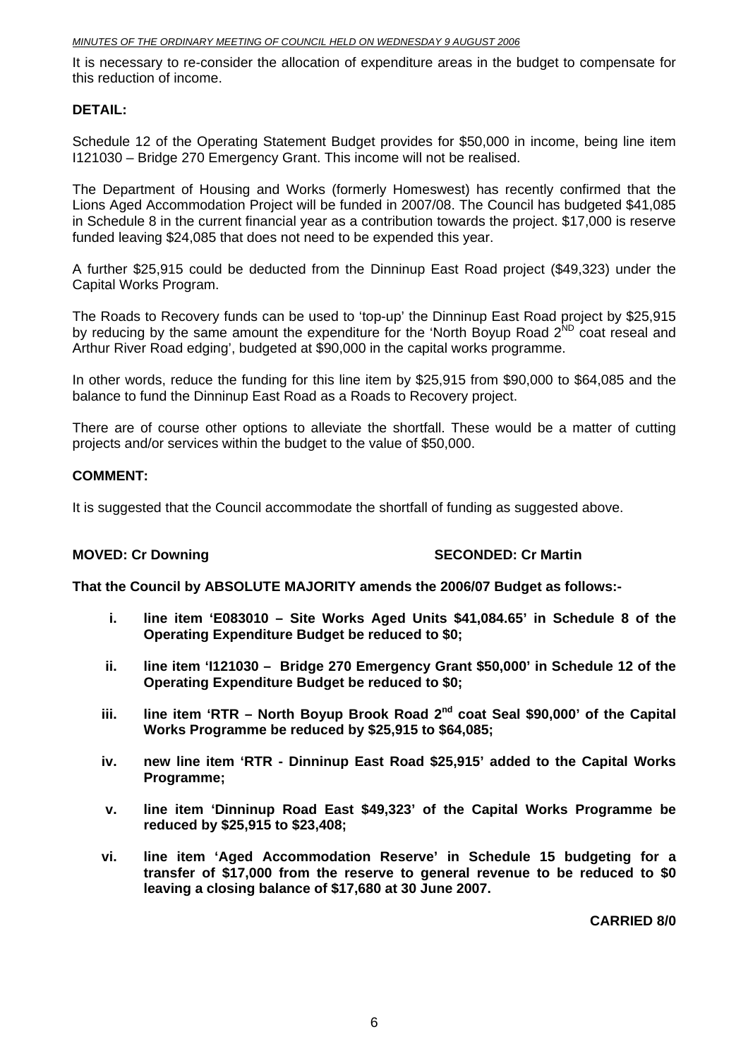It is necessary to re-consider the allocation of expenditure areas in the budget to compensate for this reduction of income.

**DETAIL:**

Schedule 12 of the Operating Statement Budget provides for $50,000 in income, being line item I121030 – Bridge 270 Emergency Grant. This income will not be realised.

The Department of Housing and Works (formerly Homeswest) has recently confirmed that the Lions Aged Accommodation Project will be funded in 2007/08. The Council has budgeted $41,085 in Schedule 8 in the current financial year as a contribution towards the project. $17,000 is reserve funded leaving $24,085 that does not need to be expended this year.

A further $25,915 could be deducted from the Dinninup East Road project ($49,323) under the Capital Works Program.

The Roads to Recovery funds can be used to 'top-up' the Dinninup East Road project by $25,915 by reducing by the same amount the expenditure for the 'North Boyup Road 2ND coat reseal and Arthur River Road edging', budgeted at $90,000 in the capital works programme.

In other words, reduce the funding for this line item by $25,915 from $90,000 to $64,085 and the balance to fund the Dinninup East Road as a Roads to Recovery project.

There are of course other options to alleviate the shortfall. These would be a matter of cutting projects and/or services within the budget to the value of $50,000.

**COMMENT:**

It is suggested that the Council accommodate the shortfall of funding as suggested above.

**MOVED: Cr Downing** **SECONDED: Cr Martin**

**That the Council by ABSOLUTE MAJORITY amends the 2006/07 Budget as follows:-**

- **i. line item 'E083010 – Site Works Aged Units $41,084.65' in Schedule 8 of the Operating Expenditure Budget be reduced to $0;**
- **ii. line item 'I121030 – Bridge 270 Emergency Grant $50,000' in Schedule 12 of the Operating Expenditure Budget be reduced to $0;**
- **iii. line item 'RTR – North Boyup Brook Road 2nd coat Seal $90,000' of the Capital Works Programme be reduced by $25,915 to $64,085;**
- **iv. new line item 'RTR - Dinninup East Road $25,915' added to the Capital Works Programme;**
- **v. line item 'Dinninup Road East $49,323' of the Capital Works Programme be reduced by $25,915 to $23,408;**
- **vi. line item 'Aged Accommodation Reserve' in Schedule 15 budgeting for a transfer of $17,000 from the reserve to general revenue to be reduced to $0 leaving a closing balance of $17,680 at 30 June 2007.**

**CARRIED 8/0**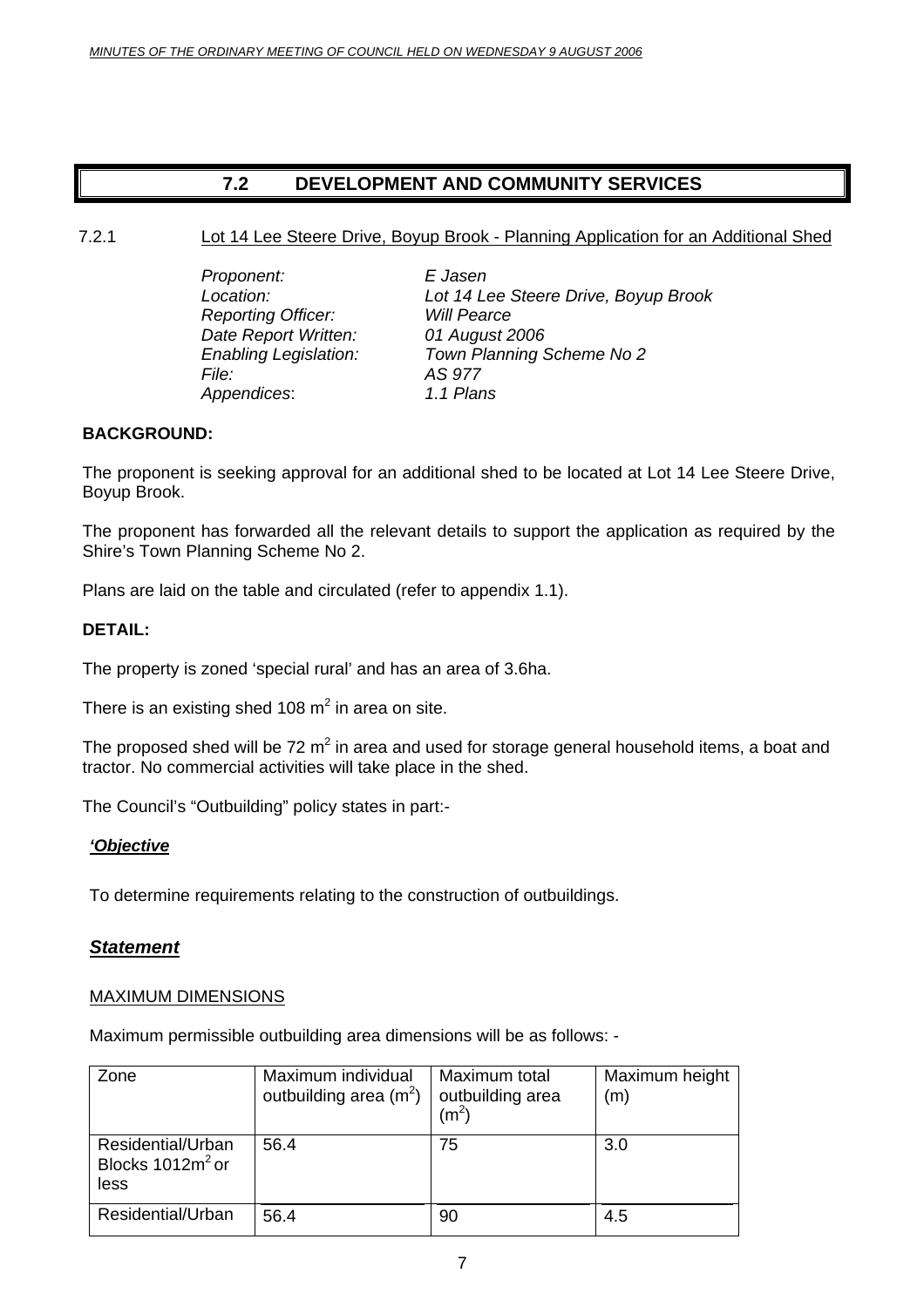## 7.2 DEVELOPMENT AND COMMUNITY SERVICES

7.2.1 Lot 14 Lee Steere Drive, Boyup Brook - Planning Application for an Additional Shed

*Proponent:* *E Jasen*
*Location:* *Lot 14 Lee Steere Drive, Boyup Brook*
*Reporting Officer:* *Will Pearce*
*Date Report Written:* *01 August 2006*
*Enabling Legislation:* *Town Planning Scheme No 2*
*File:* *AS 977*
*Appendices*: *1.1 Plans*

**BACKGROUND:**

The proponent is seeking approval for an additional shed to be located at Lot 14 Lee Steere Drive, Boyup Brook.

The proponent has forwarded all the relevant details to support the application as required by the Shire's Town Planning Scheme No 2.

Plans are laid on the table and circulated (refer to appendix 1.1).

**DETAIL:**

The property is zoned 'special rural' and has an area of 3.6ha.

There is an existing shed 108 $m^2$ in area on site.

The proposed shed will be 72 $m^2$ in area and used for storage general household items, a boat and tractor. No commercial activities will take place in the shed.

The Council's "Outbuilding" policy states in part:-

***'Objective***

To determine requirements relating to the construction of outbuildings.

***Statement***

MAXIMUM DIMENSIONS

Maximum permissible outbuilding area dimensions will be as follows: -

| Zone | Maximum individual outbuilding area ($m^2$) | Maximum total outbuilding area ($m^2$) | Maximum height (m) |
|---|---|---|---|
| Residential/Urban Blocks 1012$m^2$ or less | 56.4 | 75 | 3.0 |
| Residential/Urban | 56.4 | 90 | 4.5 |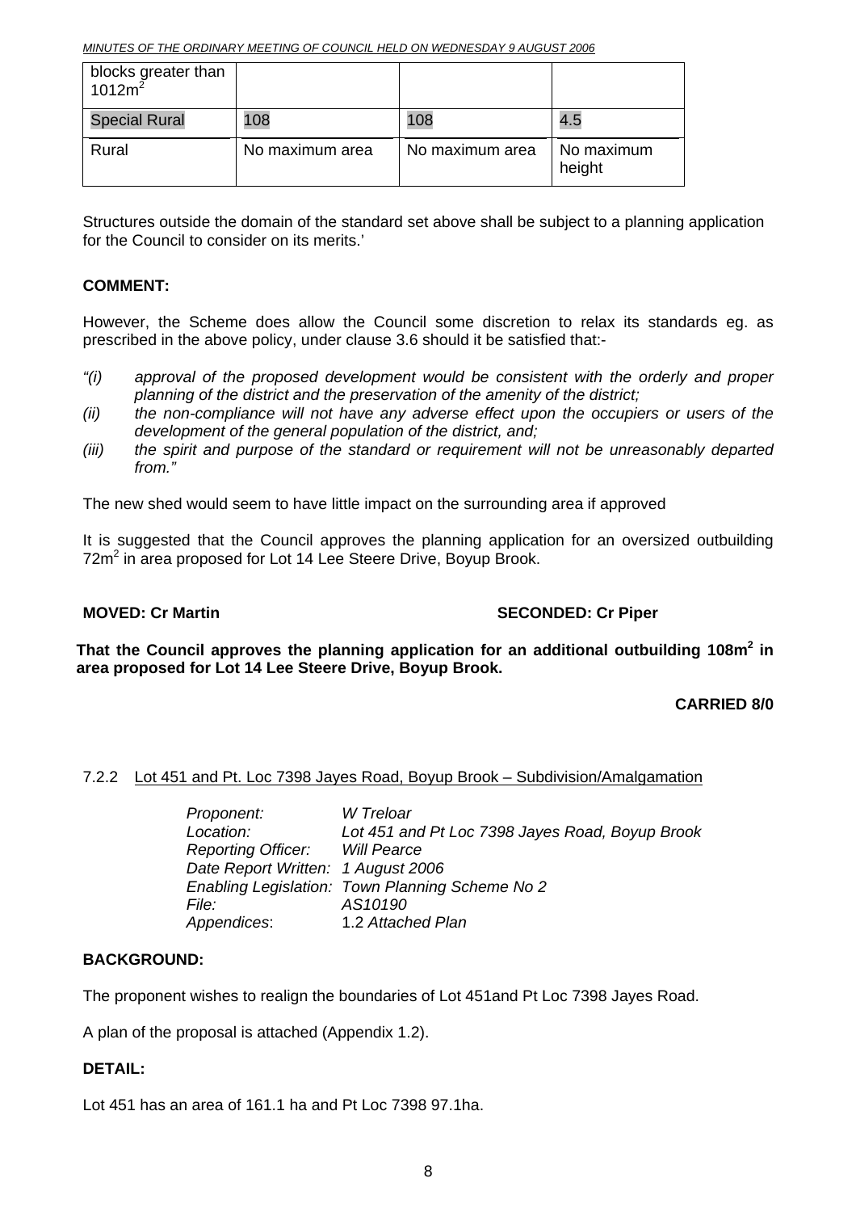| blocks greater than 1012m$^2$ | | | |
| --- | --- | --- | --- |
| Special Rural | 108 | 108 | 4.5 |
| Rural | No maximum area | No maximum area | No maximum height |

Structures outside the domain of the standard set above shall be subject to a planning application for the Council to consider on its merits.'

**COMMENT:**

However, the Scheme does allow the Council some discretion to relax its standards eg. as prescribed in the above policy, under clause 3.6 should it be satisfied that:-

*"(i) approval of the proposed development would be consistent with the orderly and proper planning of the district and the preservation of the amenity of the district;*

*(ii) the non-compliance will not have any adverse effect upon the occupiers or users of the development of the general population of the district, and;*

*(iii) the spirit and purpose of the standard or requirement will not be unreasonably departed from."*

The new shed would seem to have little impact on the surrounding area if approved

It is suggested that the Council approves the planning application for an oversized outbuilding 72m$^2$ in area proposed for Lot 14 Lee Steere Drive, Boyup Brook.

**MOVED: Cr Martin** **SECONDED: Cr Piper**

**That the Council approves the planning application for an additional outbuilding 108m$^2$ in area proposed for Lot 14 Lee Steere Drive, Boyup Brook.**

**CARRIED 8/0**

7.2.2 Lot 451 and Pt. Loc 7398 Jayes Road, Boyup Brook – Subdivision/Amalgamation

*Proponent:* *W Treloar*
*Location:* *Lot 451 and Pt Loc 7398 Jayes Road, Boyup Brook*
*Reporting Officer:* *Will Pearce*
*Date Report Written:* *1 August 2006*
*Enabling Legislation:* *Town Planning Scheme No 2*
*File:* *AS10190*
*Appendices*: 1.2 *Attached Plan*

**BACKGROUND:**

The proponent wishes to realign the boundaries of Lot 451and Pt Loc 7398 Jayes Road.

A plan of the proposal is attached (Appendix 1.2).

**DETAIL:**

Lot 451 has an area of 161.1 ha and Pt Loc 7398 97.1ha.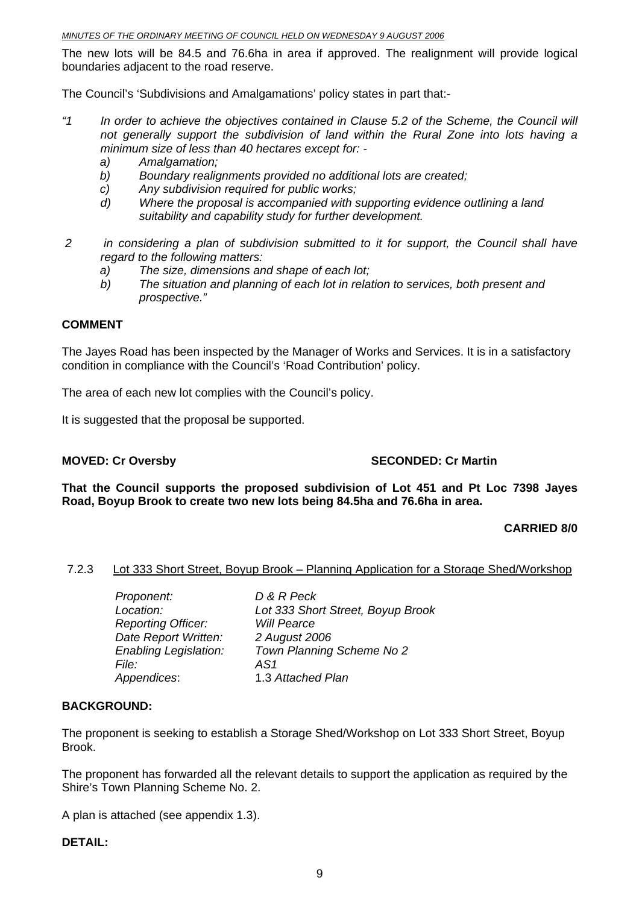The new lots will be 84.5 and 76.6ha in area if approved. The realignment will provide logical boundaries adjacent to the road reserve.

The Council's 'Subdivisions and Amalgamations' policy states in part that:-

*"1 In order to achieve the objectives contained in Clause 5.2 of the Scheme, the Council will not generally support the subdivision of land within the Rural Zone into lots having a minimum size of less than 40 hectares except for: -*

- *a) Amalgamation;*
- *b) Boundary realignments provided no additional lots are created;*
- *c) Any subdivision required for public works;*
- *d) Where the proposal is accompanied with supporting evidence outlining a land suitability and capability study for further development.*

*2 in considering a plan of subdivision submitted to it for support, the Council shall have regard to the following matters:*

- *a) The size, dimensions and shape of each lot;*
- *b) The situation and planning of each lot in relation to services, both present and prospective."*

**COMMENT**

The Jayes Road has been inspected by the Manager of Works and Services. It is in a satisfactory condition in compliance with the Council's 'Road Contribution' policy.

The area of each new lot complies with the Council's policy.

It is suggested that the proposal be supported.

**MOVED: Cr Oversby SECONDED: Cr Martin**

**That the Council supports the proposed subdivision of Lot 451 and Pt Loc 7398 Jayes Road, Boyup Brook to create two new lots being 84.5ha and 76.6ha in area.**

**CARRIED 8/0**

### 7.2.3 Lot 333 Short Street, Boyup Brook – Planning Application for a Storage Shed/Workshop

| | |
|---|---|
| *Proponent:* | *D & R Peck* |
| *Location:* | *Lot 333 Short Street, Boyup Brook* |
| *Reporting Officer:* | *Will Pearce* |
| *Date Report Written:* | *2 August 2006* |
| *Enabling Legislation:* | *Town Planning Scheme No 2* |
| *File:* | *AS1* |
| *Appendices*: | 1.3 *Attached Plan* |

**BACKGROUND:**

The proponent is seeking to establish a Storage Shed/Workshop on Lot 333 Short Street, Boyup Brook.

The proponent has forwarded all the relevant details to support the application as required by the Shire's Town Planning Scheme No. 2.

A plan is attached (see appendix 1.3).

**DETAIL:**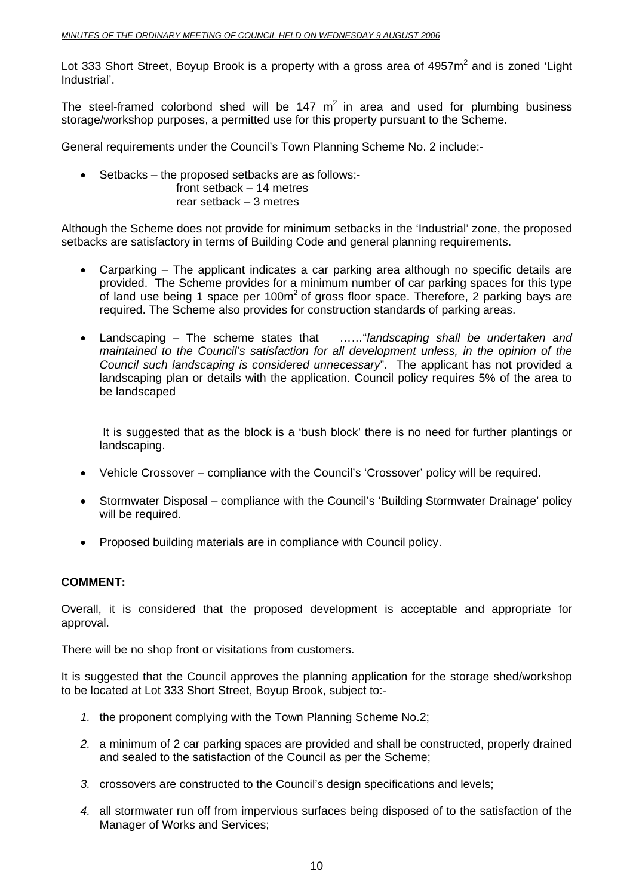Lot 333 Short Street, Boyup Brook is a property with a gross area of 4957m$^2$ and is zoned 'Light Industrial'.

The steel-framed colorbond shed will be 147 m$^2$ in area and used for plumbing business storage/workshop purposes, a permitted use for this property pursuant to the Scheme.

General requirements under the Council's Town Planning Scheme No. 2 include:-

- Setbacks – the proposed setbacks are as follows:-
  front setback – 14 metres
  rear setback – 3 metres

Although the Scheme does not provide for minimum setbacks in the 'Industrial' zone, the proposed setbacks are satisfactory in terms of Building Code and general planning requirements.

- Carparking – The applicant indicates a car parking area although no specific details are provided. The Scheme provides for a minimum number of car parking spaces for this type of land use being 1 space per 100m$^2$ of gross floor space. Therefore, 2 parking bays are required. The Scheme also provides for construction standards of parking areas.

- Landscaping – The scheme states that ……"*landscaping shall be undertaken and maintained to the Council's satisfaction for all development unless, in the opinion of the Council such landscaping is considered unnecessary*". The applicant has not provided a landscaping plan or details with the application. Council policy requires 5% of the area to be landscaped

  It is suggested that as the block is a 'bush block' there is no need for further plantings or landscaping.

- Vehicle Crossover – compliance with the Council's 'Crossover' policy will be required.

- Stormwater Disposal – compliance with the Council's 'Building Stormwater Drainage' policy will be required.

- Proposed building materials are in compliance with Council policy.

**COMMENT:**

Overall, it is considered that the proposed development is acceptable and appropriate for approval.

There will be no shop front or visitations from customers.

It is suggested that the Council approves the planning application for the storage shed/workshop to be located at Lot 333 Short Street, Boyup Brook, subject to:-

1. the proponent complying with the Town Planning Scheme No.2;
2. a minimum of 2 car parking spaces are provided and shall be constructed, properly drained and sealed to the satisfaction of the Council as per the Scheme;
3. crossovers are constructed to the Council's design specifications and levels;
4. all stormwater run off from impervious surfaces being disposed of to the satisfaction of the Manager of Works and Services;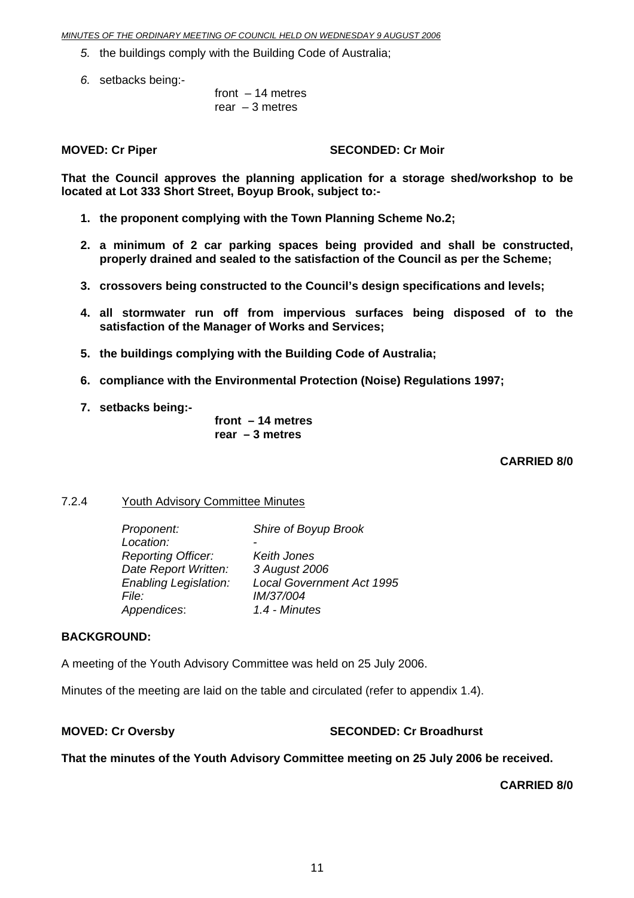*5.* the buildings comply with the Building Code of Australia;

*6.* setbacks being:-

front – 14 metres
rear – 3 metres

**MOVED: Cr Piper** **SECONDED: Cr Moir**

**That the Council approves the planning application for a storage shed/workshop to be located at Lot 333 Short Street, Boyup Brook, subject to:-**

1. **the proponent complying with the Town Planning Scheme No.2;**
2. **a minimum of 2 car parking spaces being provided and shall be constructed, properly drained and sealed to the satisfaction of the Council as per the Scheme;**
3. **crossovers being constructed to the Council's design specifications and levels;**
4. **all stormwater run off from impervious surfaces being disposed of to the satisfaction of the Manager of Works and Services;**
5. **the buildings complying with the Building Code of Australia;**
6. **compliance with the Environmental Protection (Noise) Regulations 1997;**
7. **setbacks being:-**

**front – 14 metres**
**rear – 3 metres**

**CARRIED 8/0**

## 7.2.4 Youth Advisory Committee Minutes

| | |
|---|---|
| *Proponent:* | *Shire of Boyup Brook* |
| *Location:* | - |
| *Reporting Officer:* | *Keith Jones* |
| *Date Report Written:* | *3 August 2006* |
| *Enabling Legislation:* | *Local Government Act 1995* |
| *File:* | *IM/37/004* |
| *Appendices:* | *1.4 - Minutes* |

**BACKGROUND:**

A meeting of the Youth Advisory Committee was held on 25 July 2006.

Minutes of the meeting are laid on the table and circulated (refer to appendix 1.4).

**MOVED: Cr Oversby** **SECONDED: Cr Broadhurst**

**That the minutes of the Youth Advisory Committee meeting on 25 July 2006 be received.**

**CARRIED 8/0**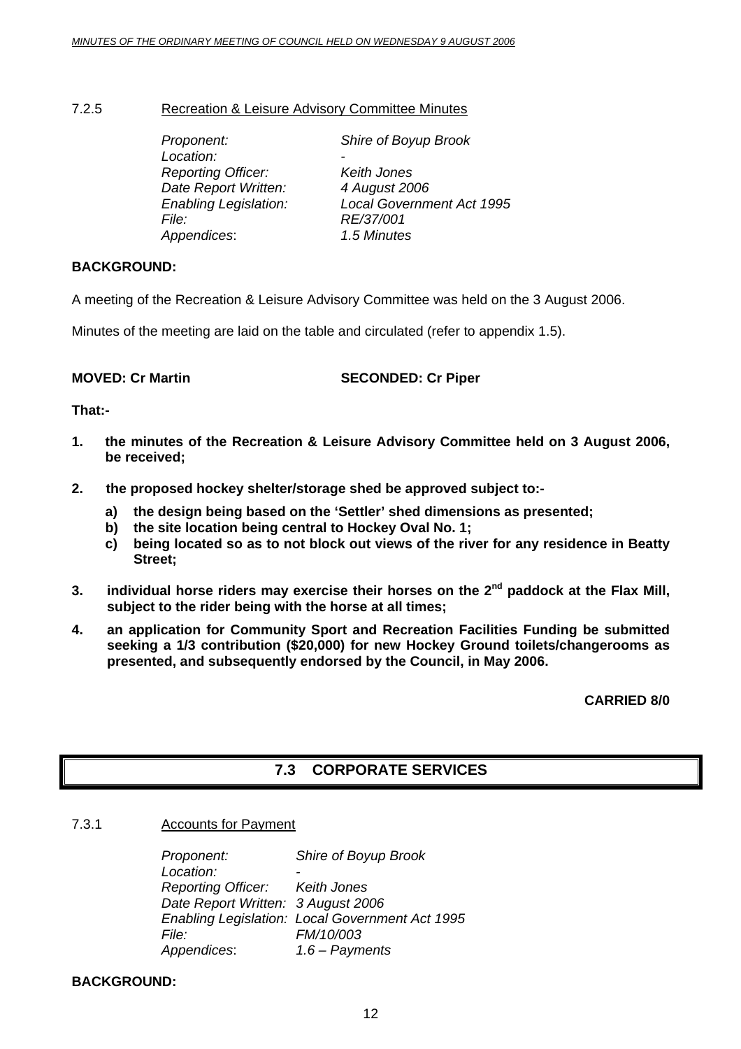7.2.5 Recreation & Leisure Advisory Committee Minutes

*Proponent:* *Shire of Boyup Brook*
*Location:* -
*Reporting Officer:* *Keith Jones*
*Date Report Written:* *4 August 2006*
*Enabling Legislation:* *Local Government Act 1995*
*File:* *RE/37/001*
*Appendices*: *1.5 Minutes*

**BACKGROUND:**

A meeting of the Recreation & Leisure Advisory Committee was held on the 3 August 2006.

Minutes of the meeting are laid on the table and circulated (refer to appendix 1.5).

**MOVED: Cr Martin SECONDED: Cr Piper**

**That:-**

1. **the minutes of the Recreation & Leisure Advisory Committee held on 3 August 2006, be received;**

2. **the proposed hockey shelter/storage shed be approved subject to:-**
   a) **the design being based on the 'Settler' shed dimensions as presented;**
   b) **the site location being central to Hockey Oval No. 1;**
   c) **being located so as to not block out views of the river for any residence in Beatty Street;**

3. **individual horse riders may exercise their horses on the 2nd paddock at the Flax Mill, subject to the rider being with the horse at all times;**

4. **an application for Community Sport and Recreation Facilities Funding be submitted seeking a 1/3 contribution ($20,000) for new Hockey Ground toilets/changerooms as presented, and subsequently endorsed by the Council, in May 2006.**

**CARRIED 8/0**

## 7.3 CORPORATE SERVICES

7.3.1 Accounts for Payment

*Proponent:* *Shire of Boyup Brook*
*Location:* -
*Reporting Officer:* *Keith Jones*
*Date Report Written:* *3 August 2006*
*Enabling Legislation:* *Local Government Act 1995*
*File:* *FM/10/003*
*Appendices*: *1.6 – Payments*

**BACKGROUND:**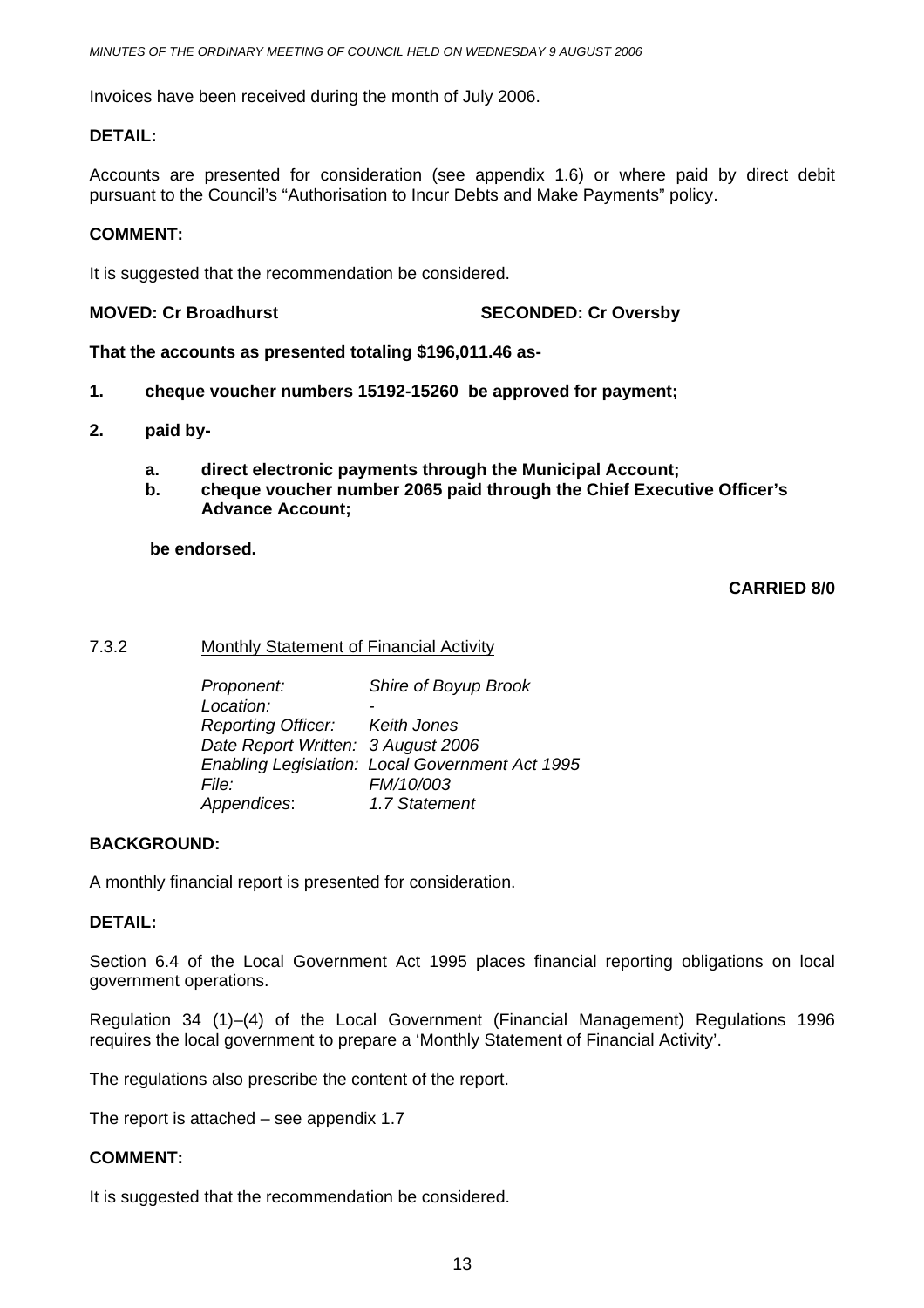Invoices have been received during the month of July 2006.

**DETAIL:**

Accounts are presented for consideration (see appendix 1.6) or where paid by direct debit pursuant to the Council's "Authorisation to Incur Debts and Make Payments" policy.

**COMMENT:**

It is suggested that the recommendation be considered.

**MOVED: Cr Broadhurst SECONDED: Cr Oversby**

**That the accounts as presented totaling $196,011.46 as-**

1. **cheque voucher numbers 15192-15260 be approved for payment;**
2. **paid by-**
   a. **direct electronic payments through the Municipal Account;**
   b. **cheque voucher number 2065 paid through the Chief Executive Officer's Advance Account;**

   **be endorsed.**

**CARRIED 8/0**

7.3.2 Monthly Statement of Financial Activity

*Proponent:* *Shire of Boyup Brook*
*Location:* -
*Reporting Officer:* *Keith Jones*
*Date Report Written:* *3 August 2006*
*Enabling Legislation:* *Local Government Act 1995*
*File:* *FM/10/003*
*Appendices*: *1.7 Statement*

**BACKGROUND:**

A monthly financial report is presented for consideration.

**DETAIL:**

Section 6.4 of the Local Government Act 1995 places financial reporting obligations on local government operations.

Regulation 34 (1)–(4) of the Local Government (Financial Management) Regulations 1996 requires the local government to prepare a 'Monthly Statement of Financial Activity'.

The regulations also prescribe the content of the report.

The report is attached – see appendix 1.7

**COMMENT:**

It is suggested that the recommendation be considered.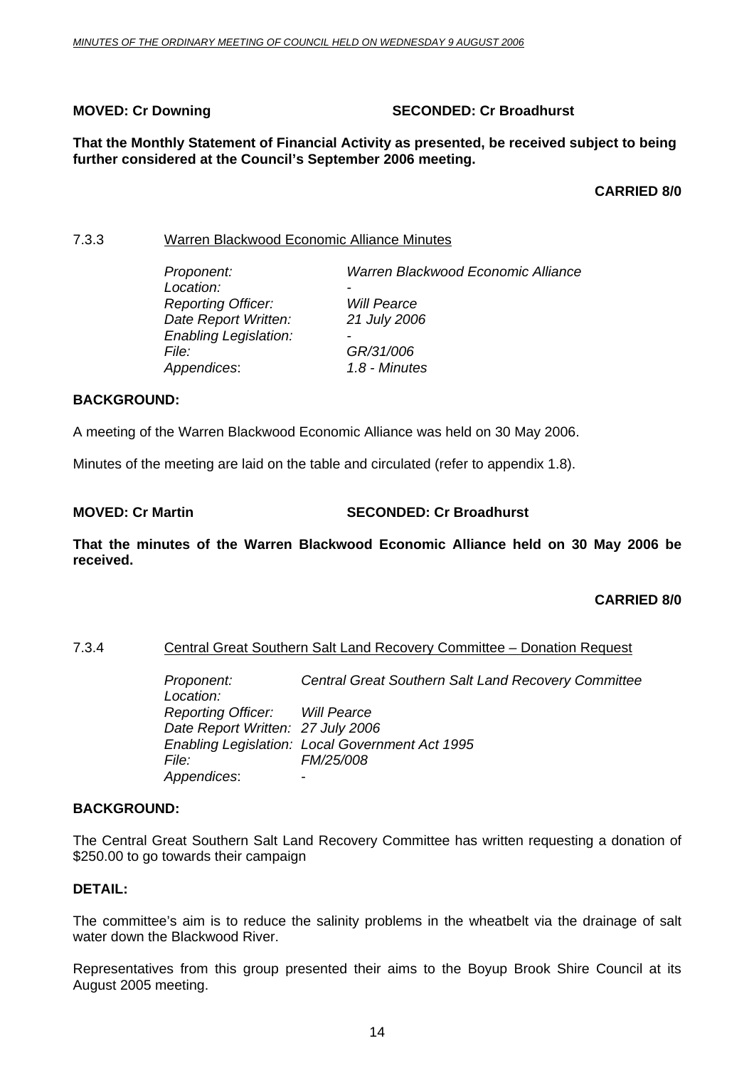**MOVED: Cr Downing SECONDED: Cr Broadhurst**

**That the Monthly Statement of Financial Activity as presented, be received subject to being further considered at the Council's September 2006 meeting.**

**CARRIED 8/0**

### 7.3.3 Warren Blackwood Economic Alliance Minutes

| | |
|---|---|
| *Proponent:* | *Warren Blackwood Economic Alliance* |
| *Location:* | - |
| *Reporting Officer:* | *Will Pearce* |
| *Date Report Written:* | *21 July 2006* |
| *Enabling Legislation:* | - |
| *File:* | *GR/31/006* |
| *Appendices*: | *1.8 - Minutes* |

**BACKGROUND:**

A meeting of the Warren Blackwood Economic Alliance was held on 30 May 2006.

Minutes of the meeting are laid on the table and circulated (refer to appendix 1.8).

**MOVED: Cr Martin SECONDED: Cr Broadhurst**

**That the minutes of the Warren Blackwood Economic Alliance held on 30 May 2006 be received.**

**CARRIED 8/0**

### 7.3.4 Central Great Southern Salt Land Recovery Committee – Donation Request

| | |
|---|---|
| *Proponent:* | *Central Great Southern Salt Land Recovery Committee* |
| *Location:* | |
| *Reporting Officer:* | *Will Pearce* |
| *Date Report Written:* | *27 July 2006* |
| *Enabling Legislation:* | *Local Government Act 1995* |
| *File:* | *FM/25/008* |
| *Appendices*: | - |

**BACKGROUND:**

The Central Great Southern Salt Land Recovery Committee has written requesting a donation of \$250.00 to go towards their campaign

**DETAIL:**

The committee's aim is to reduce the salinity problems in the wheatbelt via the drainage of salt water down the Blackwood River.

Representatives from this group presented their aims to the Boyup Brook Shire Council at its August 2005 meeting.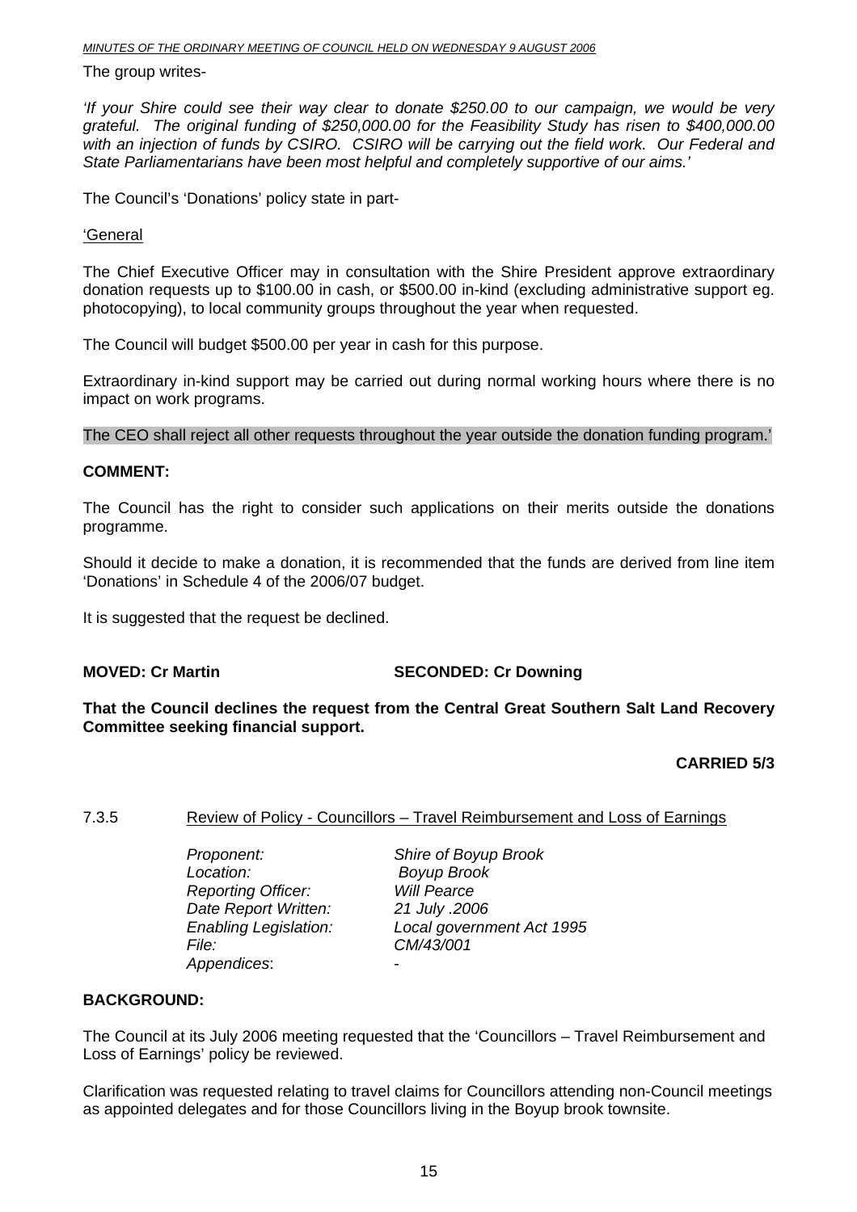The group writes-

*'If your Shire could see their way clear to donate $250.00 to our campaign, we would be very grateful. The original funding of $250,000.00 for the Feasibility Study has risen to $400,000.00 with an injection of funds by CSIRO. CSIRO will be carrying out the field work. Our Federal and State Parliamentarians have been most helpful and completely supportive of our aims.'*

The Council's 'Donations' policy state in part-

'General

The Chief Executive Officer may in consultation with the Shire President approve extraordinary donation requests up to $100.00 in cash, or $500.00 in-kind (excluding administrative support eg. photocopying), to local community groups throughout the year when requested.

The Council will budget $500.00 per year in cash for this purpose.

Extraordinary in-kind support may be carried out during normal working hours where there is no impact on work programs.

The CEO shall reject all other requests throughout the year outside the donation funding program.'

**COMMENT:**

The Council has the right to consider such applications on their merits outside the donations programme.

Should it decide to make a donation, it is recommended that the funds are derived from line item 'Donations' in Schedule 4 of the 2006/07 budget.

It is suggested that the request be declined.

**MOVED: Cr Martin** **SECONDED: Cr Downing**

**That the Council declines the request from the Central Great Southern Salt Land Recovery Committee seeking financial support.**

**CARRIED 5/3**

### 7.3.5 Review of Policy - Councillors – Travel Reimbursement and Loss of Earnings

*Proponent:* *Shire of Boyup Brook*
*Location:* *Boyup Brook*
*Reporting Officer:* *Will Pearce*
*Date Report Written:* *21 July .2006*
*Enabling Legislation:* *Local government Act 1995*
*File:* *CM/43/001*
*Appendices*: -

**BACKGROUND:**

The Council at its July 2006 meeting requested that the 'Councillors – Travel Reimbursement and Loss of Earnings' policy be reviewed.

Clarification was requested relating to travel claims for Councillors attending non-Council meetings as appointed delegates and for those Councillors living in the Boyup brook townsite.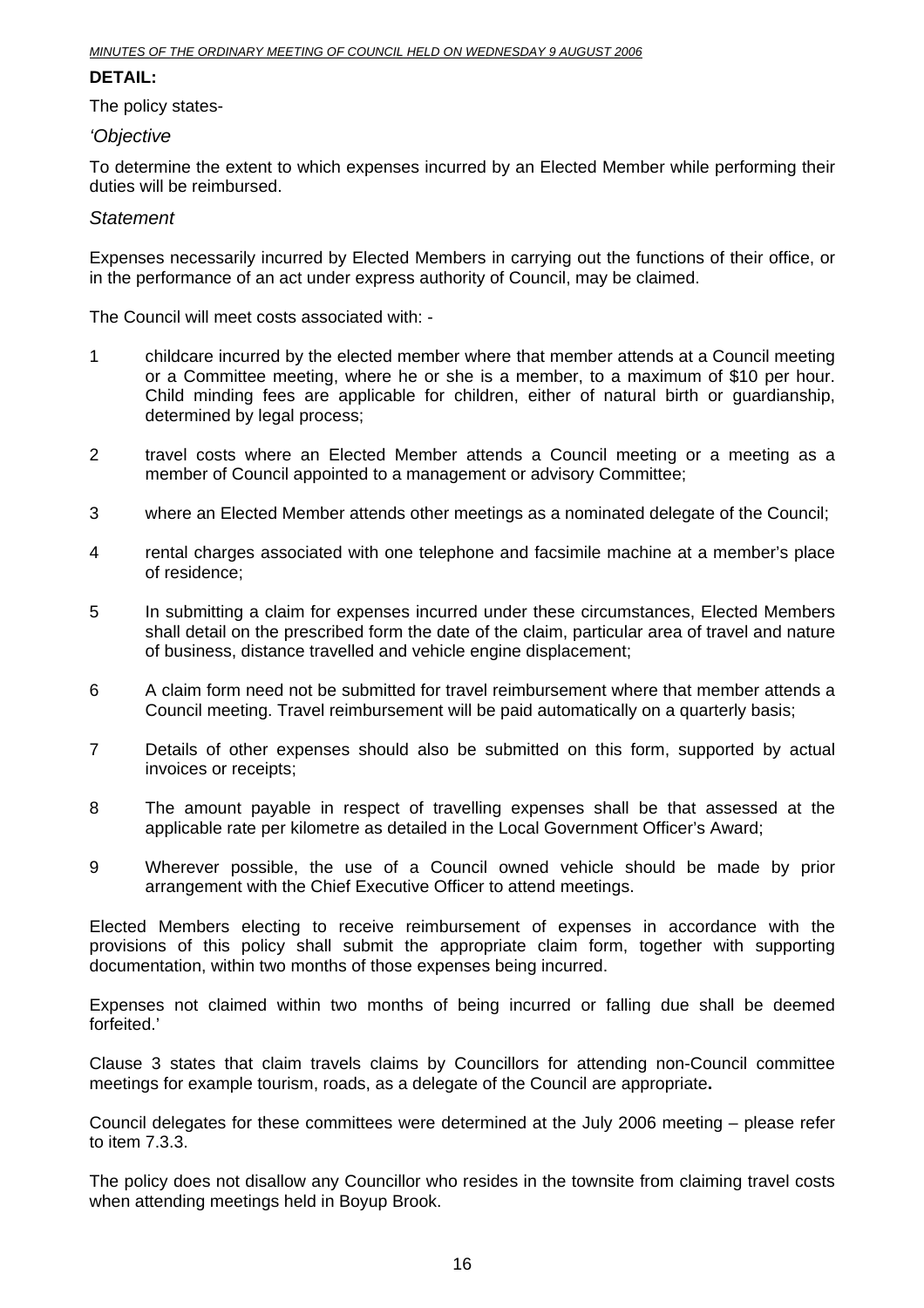**DETAIL:**

The policy states-

*'Objective*

To determine the extent to which expenses incurred by an Elected Member while performing their duties will be reimbursed.

*Statement*

Expenses necessarily incurred by Elected Members in carrying out the functions of their office, or in the performance of an act under express authority of Council, may be claimed.

The Council will meet costs associated with: -

1 childcare incurred by the elected member where that member attends at a Council meeting or a Committee meeting, where he or she is a member, to a maximum of $10 per hour. Child minding fees are applicable for children, either of natural birth or guardianship, determined by legal process;

2 travel costs where an Elected Member attends a Council meeting or a meeting as a member of Council appointed to a management or advisory Committee;

3 where an Elected Member attends other meetings as a nominated delegate of the Council;

4 rental charges associated with one telephone and facsimile machine at a member's place of residence;

5 In submitting a claim for expenses incurred under these circumstances, Elected Members shall detail on the prescribed form the date of the claim, particular area of travel and nature of business, distance travelled and vehicle engine displacement;

6 A claim form need not be submitted for travel reimbursement where that member attends a Council meeting. Travel reimbursement will be paid automatically on a quarterly basis;

7 Details of other expenses should also be submitted on this form, supported by actual invoices or receipts;

8 The amount payable in respect of travelling expenses shall be that assessed at the applicable rate per kilometre as detailed in the Local Government Officer's Award;

9 Wherever possible, the use of a Council owned vehicle should be made by prior arrangement with the Chief Executive Officer to attend meetings.

Elected Members electing to receive reimbursement of expenses in accordance with the provisions of this policy shall submit the appropriate claim form, together with supporting documentation, within two months of those expenses being incurred.

Expenses not claimed within two months of being incurred or falling due shall be deemed forfeited.'

Clause 3 states that claim travels claims by Councillors for attending non-Council committee meetings for example tourism, roads, as a delegate of the Council are appropriate**.**

Council delegates for these committees were determined at the July 2006 meeting – please refer to item 7.3.3.

The policy does not disallow any Councillor who resides in the townsite from claiming travel costs when attending meetings held in Boyup Brook.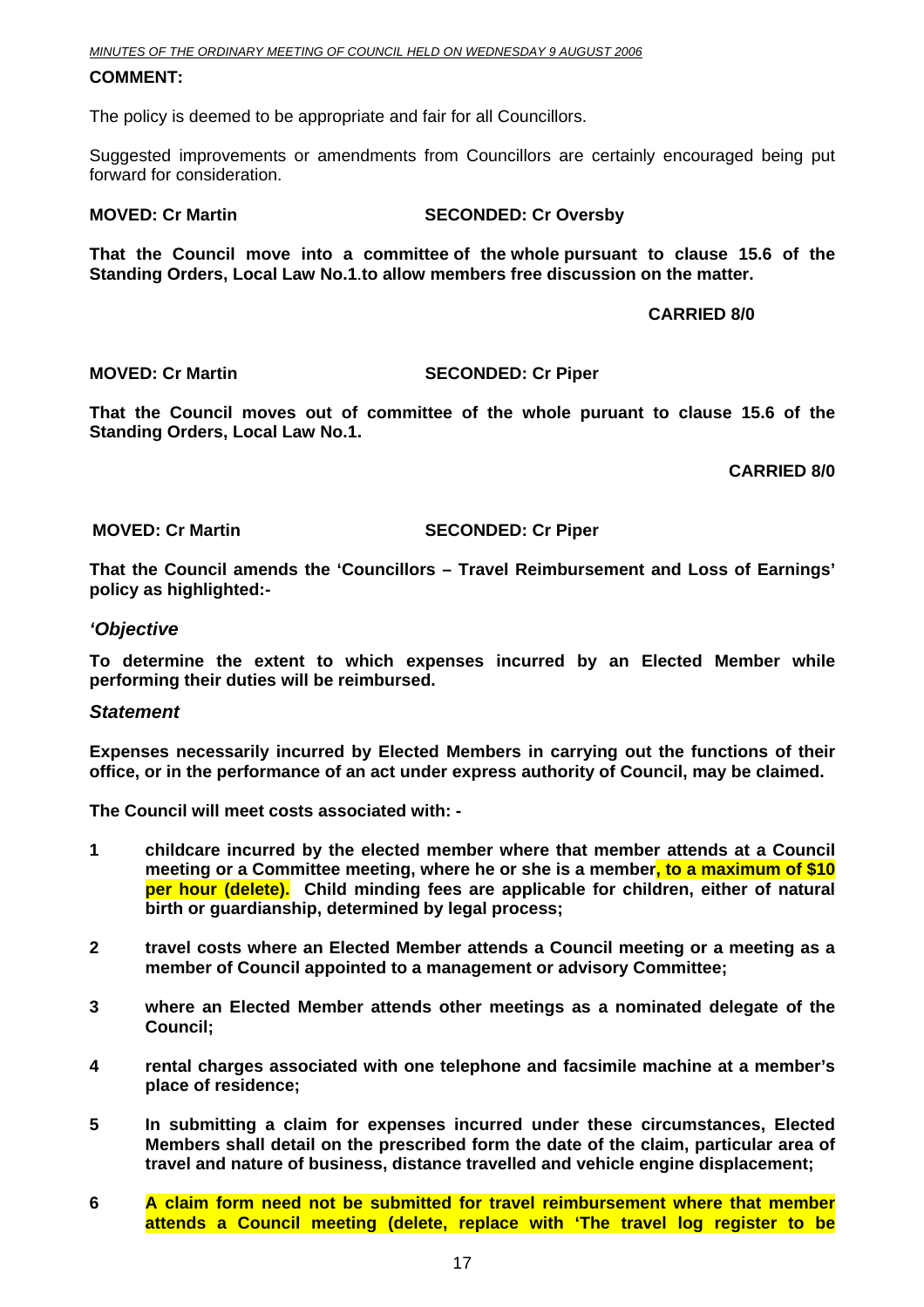**COMMENT:**

The policy is deemed to be appropriate and fair for all Councillors.

Suggested improvements or amendments from Councillors are certainly encouraged being put forward for consideration.

**MOVED: Cr Martin SECONDED: Cr Oversby**

**That the Council move into a committee of the whole pursuant to clause 15.6 of the Standing Orders, Local Law No.1.to allow members free discussion on the matter.**

**CARRIED 8/0**

**MOVED: Cr Martin SECONDED: Cr Piper**

**That the Council moves out of committee of the whole puruant to clause 15.6 of the Standing Orders, Local Law No.1.**

**CARRIED 8/0**

**MOVED: Cr Martin SECONDED: Cr Piper**

**That the Council amends the 'Councillors – Travel Reimbursement and Loss of Earnings' policy as highlighted:-**

***'Objective***

**To determine the extent to which expenses incurred by an Elected Member while performing their duties will be reimbursed.**

***Statement***

**Expenses necessarily incurred by Elected Members in carrying out the functions of their office, or in the performance of an act under express authority of Council, may be claimed.**

**The Council will meet costs associated with: -**

1. **childcare incurred by the elected member where that member attends at a Council meeting or a Committee meeting, where he or she is a member, to a maximum of $10 per hour (delete). Child minding fees are applicable for children, either of natural birth or guardianship, determined by legal process;**
2. **travel costs where an Elected Member attends a Council meeting or a meeting as a member of Council appointed to a management or advisory Committee;**
3. **where an Elected Member attends other meetings as a nominated delegate of the Council;**
4. **rental charges associated with one telephone and facsimile machine at a member's place of residence;**
5. **In submitting a claim for expenses incurred under these circumstances, Elected Members shall detail on the prescribed form the date of the claim, particular area of travel and nature of business, distance travelled and vehicle engine displacement;**
6. **A claim form need not be submitted for travel reimbursement where that member attends a Council meeting (delete, replace with 'The travel log register to be**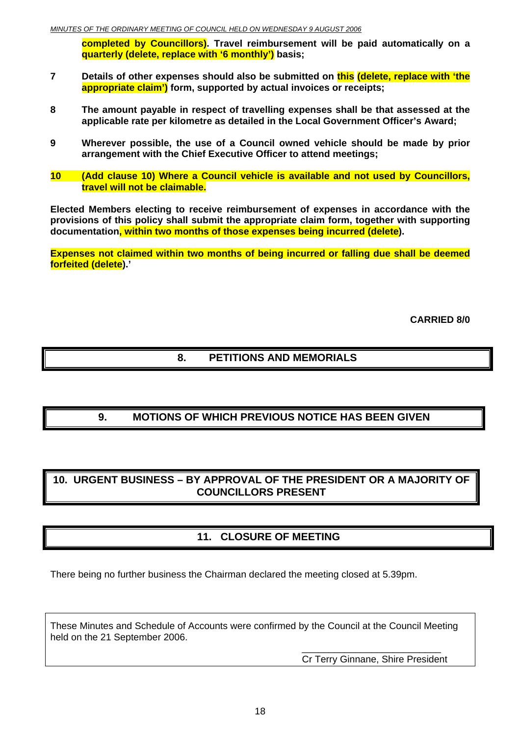**completed by Councillors). Travel reimbursement will be paid automatically on a quarterly (delete, replace with '6 monthly') basis;**

**7 Details of other expenses should also be submitted on this (delete, replace with 'the appropriate claim') form, supported by actual invoices or receipts;**

**8 The amount payable in respect of travelling expenses shall be that assessed at the applicable rate per kilometre as detailed in the Local Government Officer's Award;**

**9 Wherever possible, the use of a Council owned vehicle should be made by prior arrangement with the Chief Executive Officer to attend meetings;**

**10 (Add clause 10) Where a Council vehicle is available and not used by Councillors, travel will not be claimable.**

**Elected Members electing to receive reimbursement of expenses in accordance with the provisions of this policy shall submit the appropriate claim form, together with supporting documentation, within two months of those expenses being incurred (delete).**

**Expenses not claimed within two months of being incurred or falling due shall be deemed forfeited (delete).'**

**CARRIED 8/0**

## 8. PETITIONS AND MEMORIALS

## 9. MOTIONS OF WHICH PREVIOUS NOTICE HAS BEEN GIVEN

## 10. URGENT BUSINESS – BY APPROVAL OF THE PRESIDENT OR A MAJORITY OF COUNCILLORS PRESENT

## 11. CLOSURE OF MEETING

There being no further business the Chairman declared the meeting closed at 5.39pm.

These Minutes and Schedule of Accounts were confirmed by the Council at the Council Meeting held on the 21 September 2006.

\_\_\_\_\_\_\_\_\_\_\_\_\_\_\_\_\_\_\_\_\_\_\_\_\_\_\_\_
Cr Terry Ginnane, Shire President